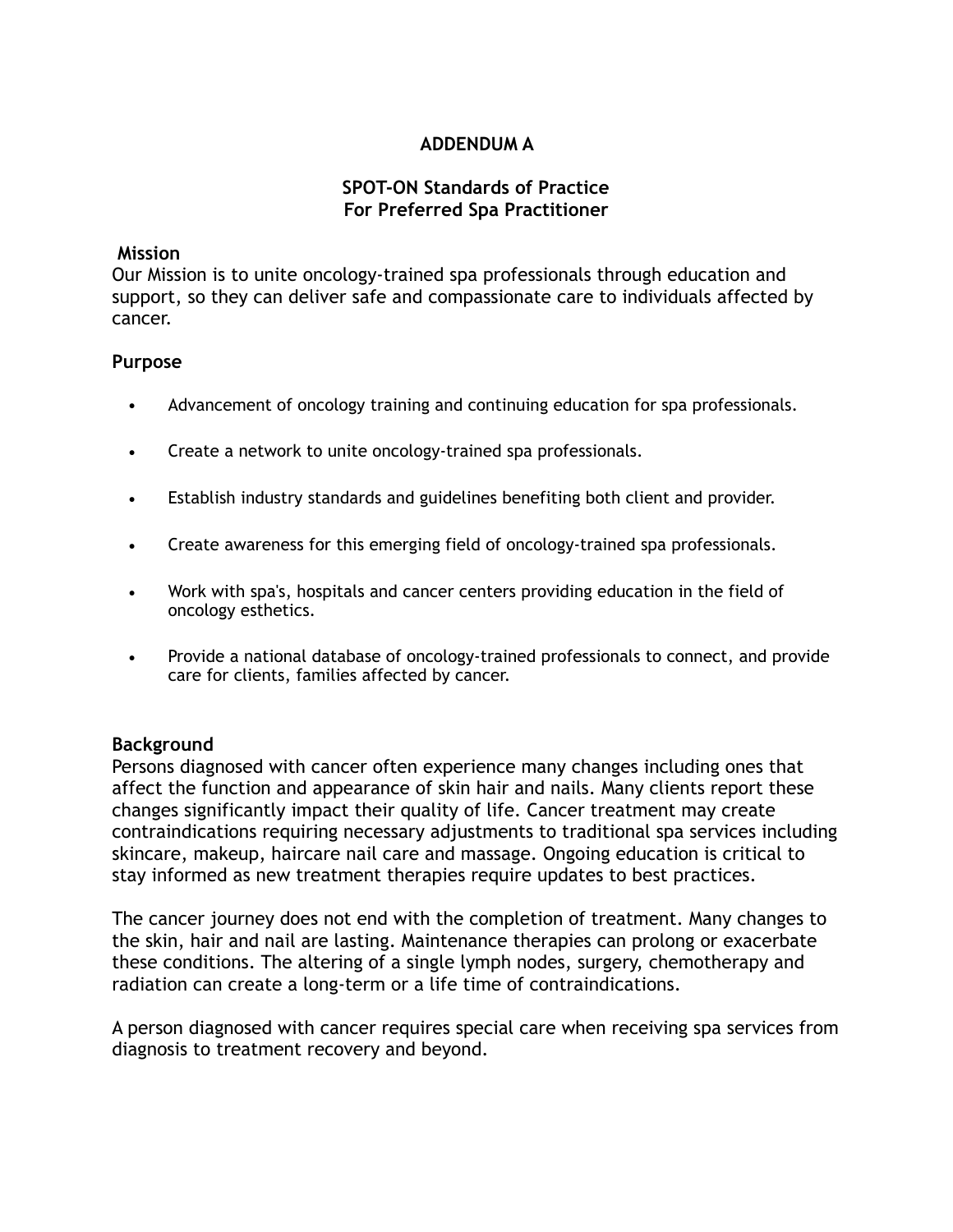# ADDENDUM A

## SPOT-ON Standards of Practice
## For Preferred Spa Practitioner

### Mission

Our Mission is to unite oncology-trained spa professionals through education and support, so they can deliver safe and compassionate care to individuals affected by cancer.

### Purpose

- Advancement of oncology training and continuing education for spa professionals.
- Create a network to unite oncology-trained spa professionals.
- Establish industry standards and guidelines benefiting both client and provider.
- Create awareness for this emerging field of oncology-trained spa professionals.
- Work with spa's, hospitals and cancer centers providing education in the field of oncology esthetics.
- Provide a national database of oncology-trained professionals to connect, and provide care for clients, families affected by cancer.

### Background

Persons diagnosed with cancer often experience many changes including ones that affect the function and appearance of skin hair and nails. Many clients report these changes significantly impact their quality of life. Cancer treatment may create contraindications requiring necessary adjustments to traditional spa services including skincare, makeup, haircare nail care and massage. Ongoing education is critical to stay informed as new treatment therapies require updates to best practices.

The cancer journey does not end with the completion of treatment. Many changes to the skin, hair and nail are lasting. Maintenance therapies can prolong or exacerbate these conditions. The altering of a single lymph nodes, surgery, chemotherapy and radiation can create a long-term or a life time of contraindications.

A person diagnosed with cancer requires special care when receiving spa services from diagnosis to treatment recovery and beyond.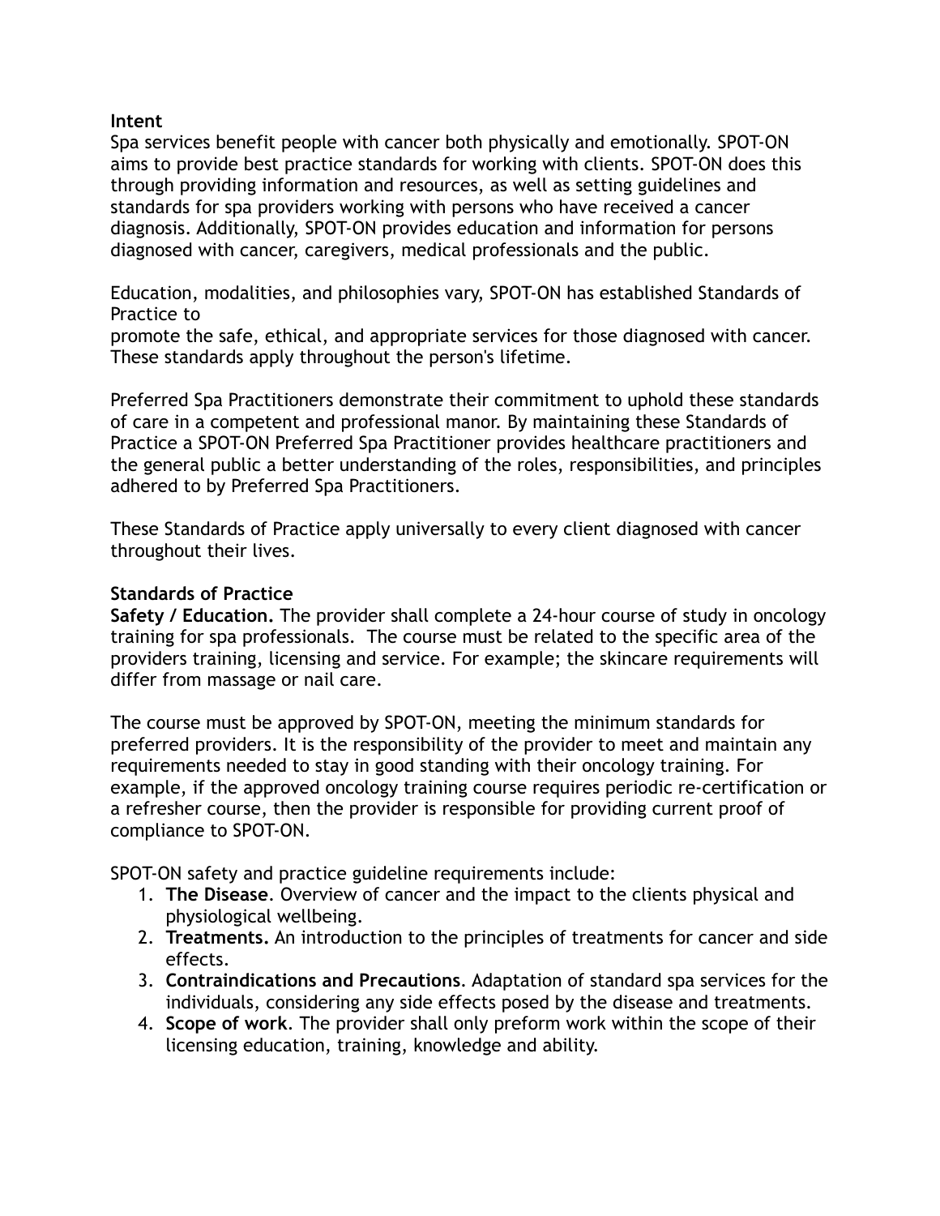**Intent**
Spa services benefit people with cancer both physically and emotionally. SPOT-ON aims to provide best practice standards for working with clients. SPOT-ON does this through providing information and resources, as well as setting guidelines and standards for spa providers working with persons who have received a cancer diagnosis. Additionally, SPOT-ON provides education and information for persons diagnosed with cancer, caregivers, medical professionals and the public.

Education, modalities, and philosophies vary, SPOT-ON has established Standards of Practice to
promote the safe, ethical, and appropriate services for those diagnosed with cancer. These standards apply throughout the person's lifetime.

Preferred Spa Practitioners demonstrate their commitment to uphold these standards of care in a competent and professional manor. By maintaining these Standards of Practice a SPOT-ON Preferred Spa Practitioner provides healthcare practitioners and the general public a better understanding of the roles, responsibilities, and principles adhered to by Preferred Spa Practitioners.

These Standards of Practice apply universally to every client diagnosed with cancer throughout their lives.

**Standards of Practice**
**Safety / Education.** The provider shall complete a 24-hour course of study in oncology training for spa professionals. The course must be related to the specific area of the providers training, licensing and service. For example; the skincare requirements will differ from massage or nail care.

The course must be approved by SPOT-ON, meeting the minimum standards for preferred providers. It is the responsibility of the provider to meet and maintain any requirements needed to stay in good standing with their oncology training. For example, if the approved oncology training course requires periodic re-certification or a refresher course, then the provider is responsible for providing current proof of compliance to SPOT-ON.

SPOT-ON safety and practice guideline requirements include:

1. **The Disease**. Overview of cancer and the impact to the clients physical and physiological wellbeing.
2. **Treatments.** An introduction to the principles of treatments for cancer and side effects.
3. **Contraindications and Precautions**. Adaptation of standard spa services for the individuals, considering any side effects posed by the disease and treatments.
4. **Scope of work**. The provider shall only preform work within the scope of their licensing education, training, knowledge and ability.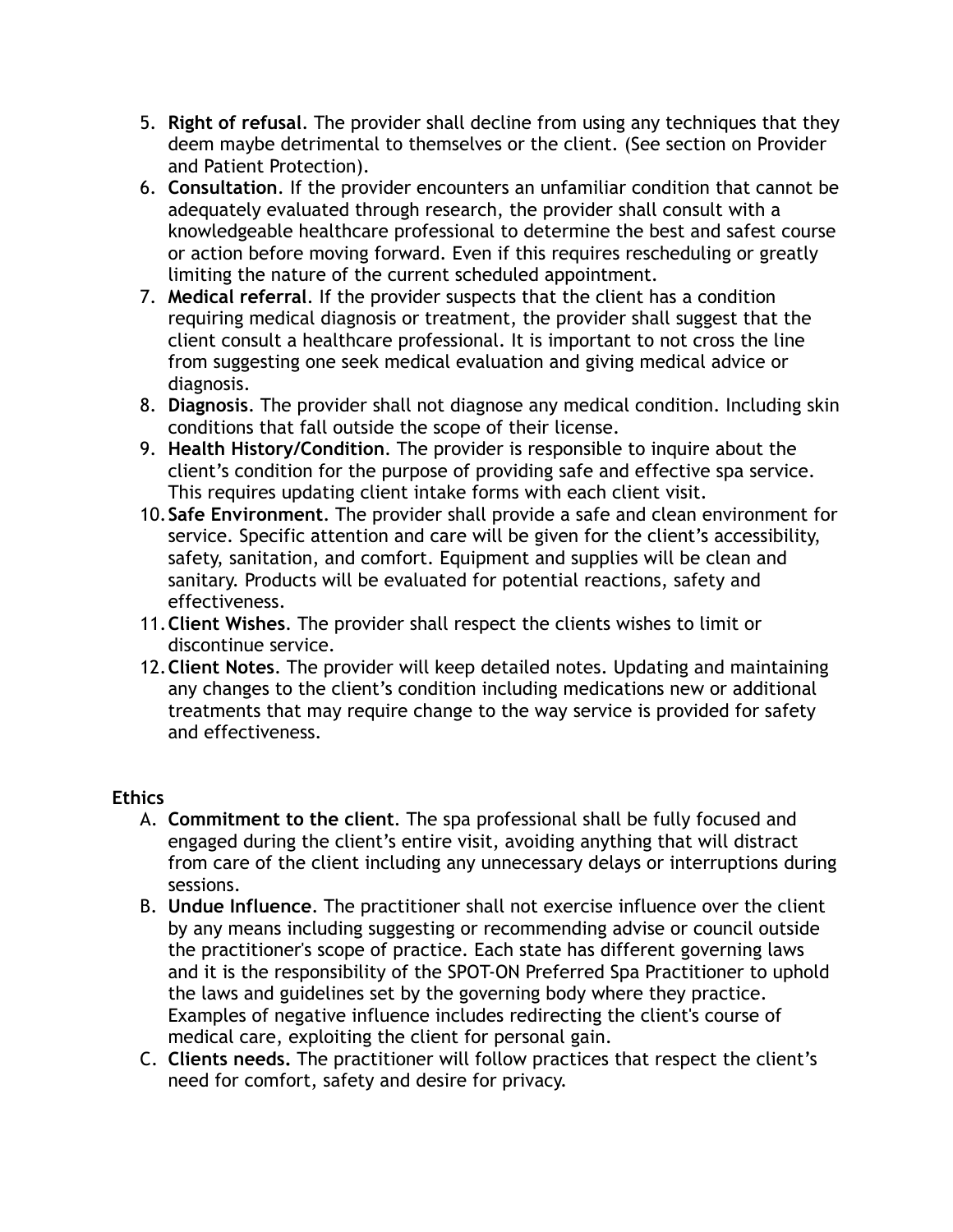5. **Right of refusal**. The provider shall decline from using any techniques that they deem maybe detrimental to themselves or the client. (See section on Provider and Patient Protection).
6. **Consultation**. If the provider encounters an unfamiliar condition that cannot be adequately evaluated through research, the provider shall consult with a knowledgeable healthcare professional to determine the best and safest course or action before moving forward. Even if this requires rescheduling or greatly limiting the nature of the current scheduled appointment.
7. **Medical referral**. If the provider suspects that the client has a condition requiring medical diagnosis or treatment, the provider shall suggest that the client consult a healthcare professional. It is important to not cross the line from suggesting one seek medical evaluation and giving medical advice or diagnosis.
8. **Diagnosis**. The provider shall not diagnose any medical condition. Including skin conditions that fall outside the scope of their license.
9. **Health History/Condition**. The provider is responsible to inquire about the client's condition for the purpose of providing safe and effective spa service. This requires updating client intake forms with each client visit.
10. **Safe Environment**. The provider shall provide a safe and clean environment for service. Specific attention and care will be given for the client's accessibility, safety, sanitation, and comfort. Equipment and supplies will be clean and sanitary. Products will be evaluated for potential reactions, safety and effectiveness.
11. **Client Wishes**. The provider shall respect the clients wishes to limit or discontinue service.
12. **Client Notes**. The provider will keep detailed notes. Updating and maintaining any changes to the client's condition including medications new or additional treatments that may require change to the way service is provided for safety and effectiveness.

**Ethics**

A. **Commitment to the client**. The spa professional shall be fully focused and engaged during the client's entire visit, avoiding anything that will distract from care of the client including any unnecessary delays or interruptions during sessions.
B. **Undue Influence**. The practitioner shall not exercise influence over the client by any means including suggesting or recommending advise or council outside the practitioner's scope of practice. Each state has different governing laws and it is the responsibility of the SPOT-ON Preferred Spa Practitioner to uphold the laws and guidelines set by the governing body where they practice. Examples of negative influence includes redirecting the client's course of medical care, exploiting the client for personal gain.
C. **Clients needs.** The practitioner will follow practices that respect the client's need for comfort, safety and desire for privacy.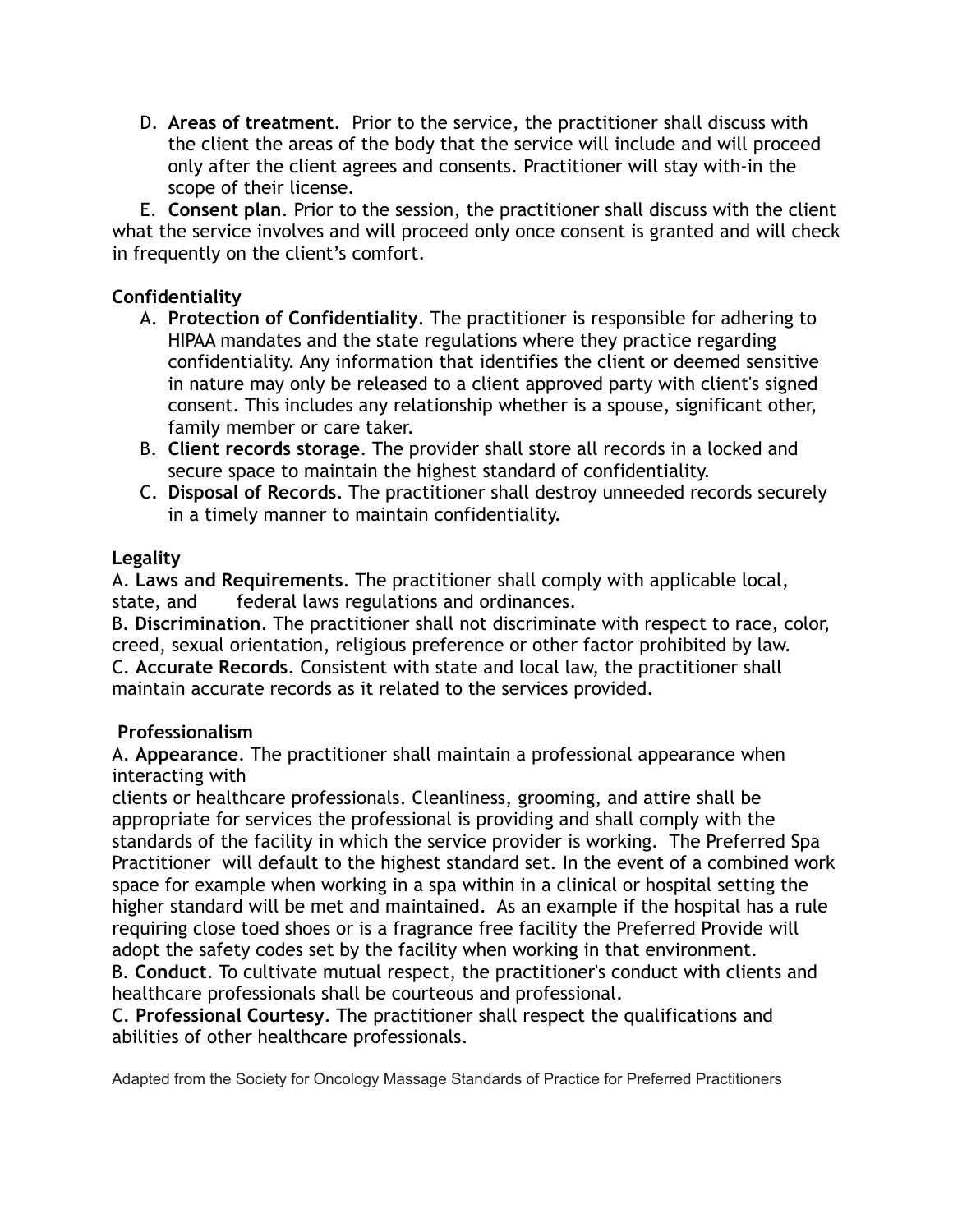D. **Areas of treatment**. Prior to the service, the practitioner shall discuss with the client the areas of the body that the service will include and will proceed only after the client agrees and consents. Practitioner will stay with-in the scope of their license.

E. **Consent plan**. Prior to the session, the practitioner shall discuss with the client what the service involves and will proceed only once consent is granted and will check in frequently on the client's comfort.

**Confidentiality**

A. **Protection of Confidentiality**. The practitioner is responsible for adhering to HIPAA mandates and the state regulations where they practice regarding confidentiality. Any information that identifies the client or deemed sensitive in nature may only be released to a client approved party with client's signed consent. This includes any relationship whether is a spouse, significant other, family member or care taker.

B. **Client records storage**. The provider shall store all records in a locked and secure space to maintain the highest standard of confidentiality.

C. **Disposal of Records**. The practitioner shall destroy unneeded records securely in a timely manner to maintain confidentiality.

**Legality**

A. **Laws and Requirements**. The practitioner shall comply with applicable local, state, and federal laws regulations and ordinances.

B. **Discrimination**. The practitioner shall not discriminate with respect to race, color, creed, sexual orientation, religious preference or other factor prohibited by law.

C. **Accurate Records**. Consistent with state and local law, the practitioner shall maintain accurate records as it related to the services provided.

**Professionalism**

A. **Appearance**. The practitioner shall maintain a professional appearance when interacting with clients or healthcare professionals. Cleanliness, grooming, and attire shall be appropriate for services the professional is providing and shall comply with the standards of the facility in which the service provider is working. The Preferred Spa Practitioner will default to the highest standard set. In the event of a combined work space for example when working in a spa within in a clinical or hospital setting the higher standard will be met and maintained. As an example if the hospital has a rule requiring close toed shoes or is a fragrance free facility the Preferred Provide will adopt the safety codes set by the facility when working in that environment.

B. **Conduct**. To cultivate mutual respect, the practitioner's conduct with clients and healthcare professionals shall be courteous and professional.

C. **Professional Courtesy**. The practitioner shall respect the qualifications and abilities of other healthcare professionals.

Adapted from the Society for Oncology Massage Standards of Practice for Preferred Practitioners